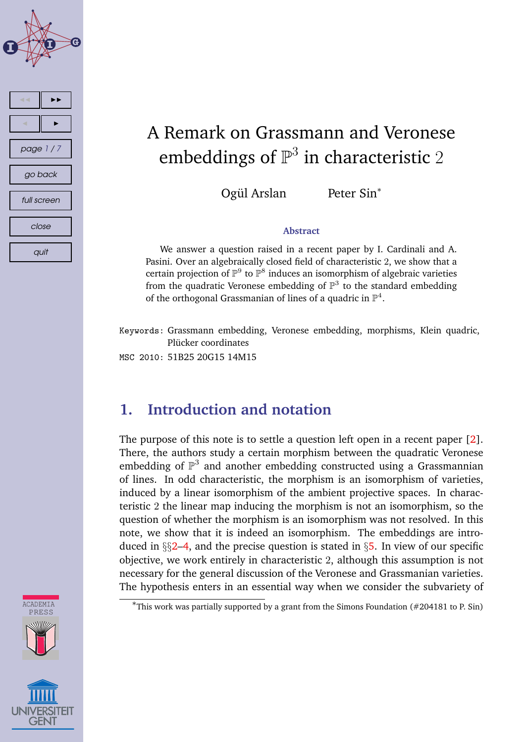# A Remark on Grassmann and Veronese embeddings of $\mathbb{P}^3$ in characteristic 2

Ogül Arslan    Peter Sin*

### Abstract

We answer a question raised in a recent paper by I. Cardinali and A. Pasini. Over an algebraically closed field of characteristic 2, we show that a certain projection of $\mathbb{P}^9$ to $\mathbb{P}^8$ induces an isomorphism of algebraic varieties from the quadratic Veronese embedding of $\mathbb{P}^3$ to the standard embedding of the orthogonal Grassmanian of lines of a quadric in $\mathbb{P}^4$.

Keywords: Grassmann embedding, Veronese embedding, morphisms, Klein quadric, Plücker coordinates

MSC 2010: 51B25 20G15 14M15

## 1. Introduction and notation

The purpose of this note is to settle a question left open in a recent paper [2]. There, the authors study a certain morphism between the quadratic Veronese embedding of $\mathbb{P}^3$ and another embedding constructed using a Grassmannian of lines. In odd characteristic, the morphism is an isomorphism of varieties, induced by a linear isomorphism of the ambient projective spaces. In characteristic 2 the linear map inducing the morphism is not an isomorphism, so the question of whether the morphism is an isomorphism was not resolved. In this note, we show that it is indeed an isomorphism. The embeddings are introduced in §§2–4, and the precise question is stated in §5. In view of our specific objective, we work entirely in characteristic 2, although this assumption is not necessary for the general discussion of the Veronese and Grassmanian varieties. The hypothesis enters in an essential way when we consider the subvariety of

*This work was partially supported by a grant from the Simons Foundation (#204181 to P. Sin)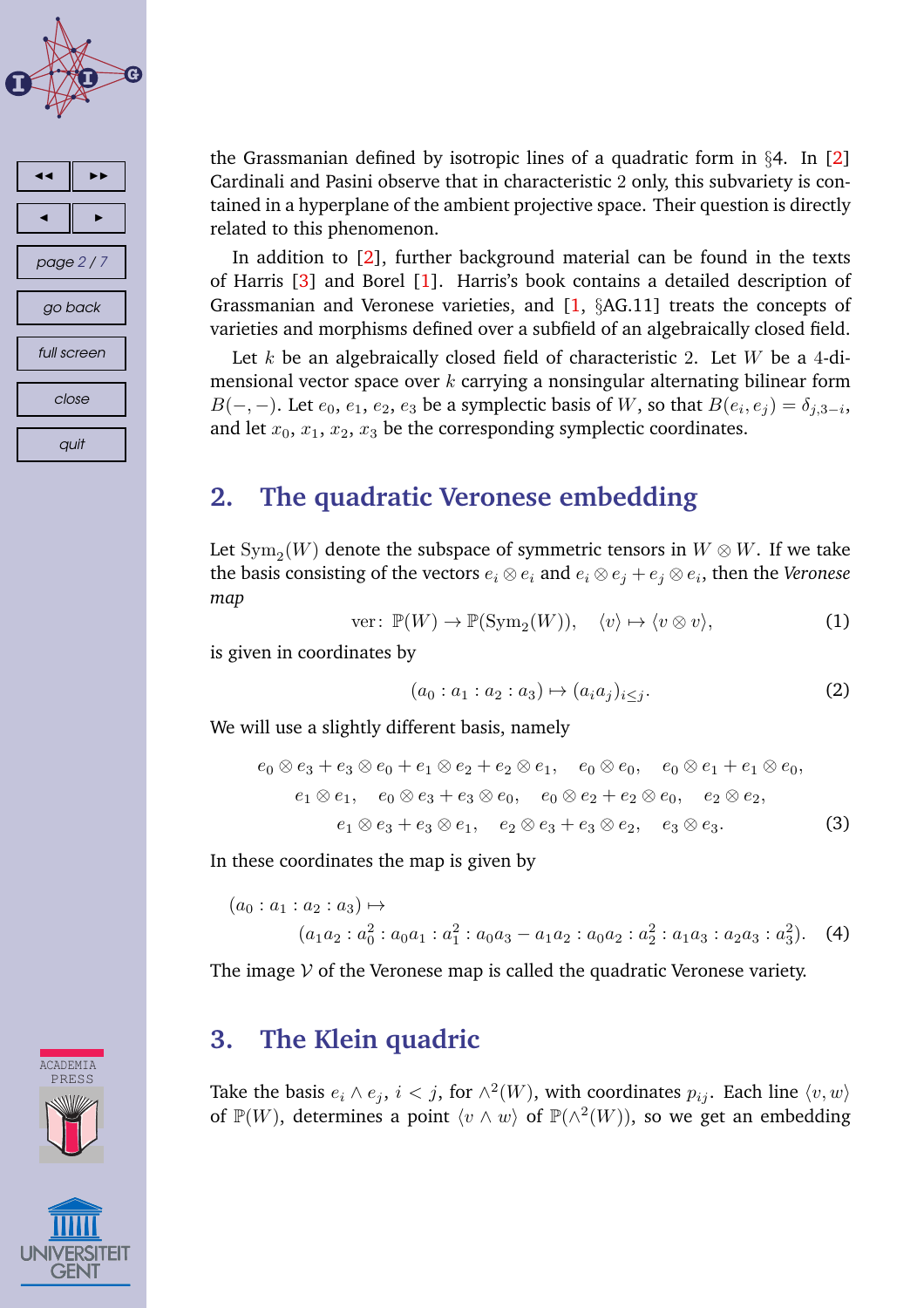the Grassmanian defined by isotropic lines of a quadratic form in §4. In [2] Cardinali and Pasini observe that in characteristic 2 only, this subvariety is contained in a hyperplane of the ambient projective space. Their question is directly related to this phenomenon.

In addition to [2], further background material can be found in the texts of Harris [3] and Borel [1]. Harris's book contains a detailed description of Grassmanian and Veronese varieties, and [1, §AG.11] treats the concepts of varieties and morphisms defined over a subfield of an algebraically closed field.

Let $k$ be an algebraically closed field of characteristic 2. Let $W$ be a 4-dimensional vector space over $k$ carrying a nonsingular alternating bilinear form $B(-,-)$. Let $e_0$, $e_1$, $e_2$, $e_3$ be a symplectic basis of $W$, so that $B(e_i, e_j) = \delta_{j,3-i}$, and let $x_0$, $x_1$, $x_2$, $x_3$ be the corresponding symplectic coordinates.

## 2. The quadratic Veronese embedding

Let $\mathrm{Sym}_2(W)$ denote the subspace of symmetric tensors in $W \otimes W$. If we take the basis consisting of the vectors $e_i \otimes e_i$ and $e_i \otimes e_j + e_j \otimes e_i$, then the *Veronese map*

$$\mathrm{ver}\colon \mathbb{P}(W) \to \mathbb{P}(\mathrm{Sym}_2(W)), \quad \langle v \rangle \mapsto \langle v \otimes v \rangle, \tag{1}$$

is given in coordinates by

$$(a_0 : a_1 : a_2 : a_3) \mapsto (a_i a_j)_{i \le j}. \tag{2}$$

We will use a slightly different basis, namely

$$\begin{gathered} e_0 \otimes e_3 + e_3 \otimes e_0 + e_1 \otimes e_2 + e_2 \otimes e_1, \quad e_0 \otimes e_0, \quad e_0 \otimes e_1 + e_1 \otimes e_0, \\ e_1 \otimes e_1, \quad e_0 \otimes e_3 + e_3 \otimes e_0, \quad e_0 \otimes e_2 + e_2 \otimes e_0, \quad e_2 \otimes e_2, \\ e_1 \otimes e_3 + e_3 \otimes e_1, \quad e_2 \otimes e_3 + e_3 \otimes e_2, \quad e_3 \otimes e_3. \end{gathered} \tag{3}$$

In these coordinates the map is given by

$$(a_0 : a_1 : a_2 : a_3) \mapsto \\ (a_1 a_2 : a_0^2 : a_0 a_1 : a_1^2 : a_0 a_3 - a_1 a_2 : a_0 a_2 : a_2^2 : a_1 a_3 : a_2 a_3 : a_3^2). \tag{4}$$

The image $\mathcal{V}$ of the Veronese map is called the quadratic Veronese variety.

## 3. The Klein quadric

Take the basis $e_i \wedge e_j$, $i < j$, for $\wedge^2(W)$, with coordinates $p_{ij}$. Each line $\langle v, w \rangle$ of $\mathbb{P}(W)$, determines a point $\langle v \wedge w \rangle$ of $\mathbb{P}(\wedge^2(W))$, so we get an embedding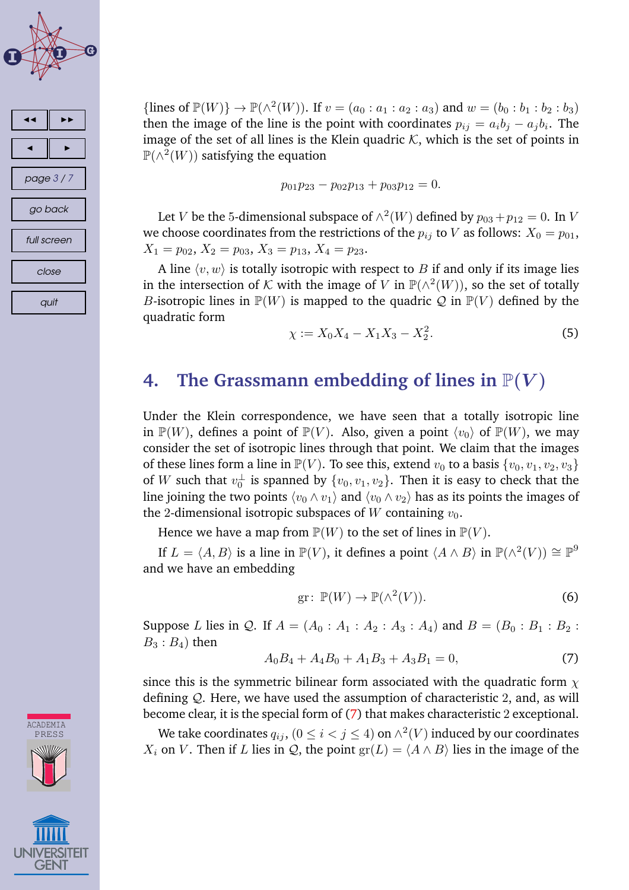{lines of $\mathbb{P}(W)$} $\to \mathbb{P}(\wedge^2(W))$. If $v = (a_0 : a_1 : a_2 : a_3)$ and $w = (b_0 : b_1 : b_2 : b_3)$ then the image of the line is the point with coordinates $p_{ij} = a_i b_j - a_j b_i$. The image of the set of all lines is the Klein quadric $\mathcal{K}$, which is the set of points in $\mathbb{P}(\wedge^2(W))$ satisfying the equation

$$p_{01}p_{23} - p_{02}p_{13} + p_{03}p_{12} = 0.$$

Let $V$ be the 5-dimensional subspace of $\wedge^2(W)$ defined by $p_{03} + p_{12} = 0$. In $V$ we choose coordinates from the restrictions of the $p_{ij}$ to $V$ as follows: $X_0 = p_{01}$, $X_1 = p_{02}$, $X_2 = p_{03}$, $X_3 = p_{13}$, $X_4 = p_{23}$.

A line $\langle v, w \rangle$ is totally isotropic with respect to $B$ if and only if its image lies in the intersection of $\mathcal{K}$ with the image of $V$ in $\mathbb{P}(\wedge^2(W))$, so the set of totally $B$-isotropic lines in $\mathbb{P}(W)$ is mapped to the quadric $\mathcal{Q}$ in $\mathbb{P}(V)$ defined by the quadratic form

$$\chi := X_0X_4 - X_1X_3 - X_2^2. \tag{5}$$

## 4. The Grassmann embedding of lines in $\mathbb{P}(V)$

Under the Klein correspondence, we have seen that a totally isotropic line in $\mathbb{P}(W)$, defines a point of $\mathbb{P}(V)$. Also, given a point $\langle v_0 \rangle$ of $\mathbb{P}(W)$, we may consider the set of isotropic lines through that point. We claim that the images of these lines form a line in $\mathbb{P}(V)$. To see this, extend $v_0$ to a basis $\{v_0, v_1, v_2, v_3\}$ of $W$ such that $v_0^\perp$ is spanned by $\{v_0, v_1, v_2\}$. Then it is easy to check that the line joining the two points $\langle v_0 \wedge v_1 \rangle$ and $\langle v_0 \wedge v_2 \rangle$ has as its points the images of the 2-dimensional isotropic subspaces of $W$ containing $v_0$.

Hence we have a map from $\mathbb{P}(W)$ to the set of lines in $\mathbb{P}(V)$.

If $L = \langle A, B \rangle$ is a line in $\mathbb{P}(V)$, it defines a point $\langle A \wedge B \rangle$ in $\mathbb{P}(\wedge^2(V)) \cong \mathbb{P}^9$ and we have an embedding

$$\mathrm{gr}\colon\ \mathbb{P}(W) \to \mathbb{P}(\wedge^2(V)). \tag{6}$$

Suppose $L$ lies in $\mathcal{Q}$. If $A = (A_0 : A_1 : A_2 : A_3 : A_4)$ and $B = (B_0 : B_1 : B_2 : B_3 : B_4)$ then

$$A_0B_4 + A_4B_0 + A_1B_3 + A_3B_1 = 0, \tag{7}$$

since this is the symmetric bilinear form associated with the quadratic form $\chi$ defining $\mathcal{Q}$. Here, we have used the assumption of characteristic 2, and, as will become clear, it is the special form of (7) that makes characteristic 2 exceptional.

We take coordinates $q_{ij}$, $(0 \le i < j \le 4)$ on $\wedge^2(V)$ induced by our coordinates $X_i$ on $V$. Then if $L$ lies in $\mathcal{Q}$, the point $\mathrm{gr}(L) = \langle A \wedge B \rangle$ lies in the image of the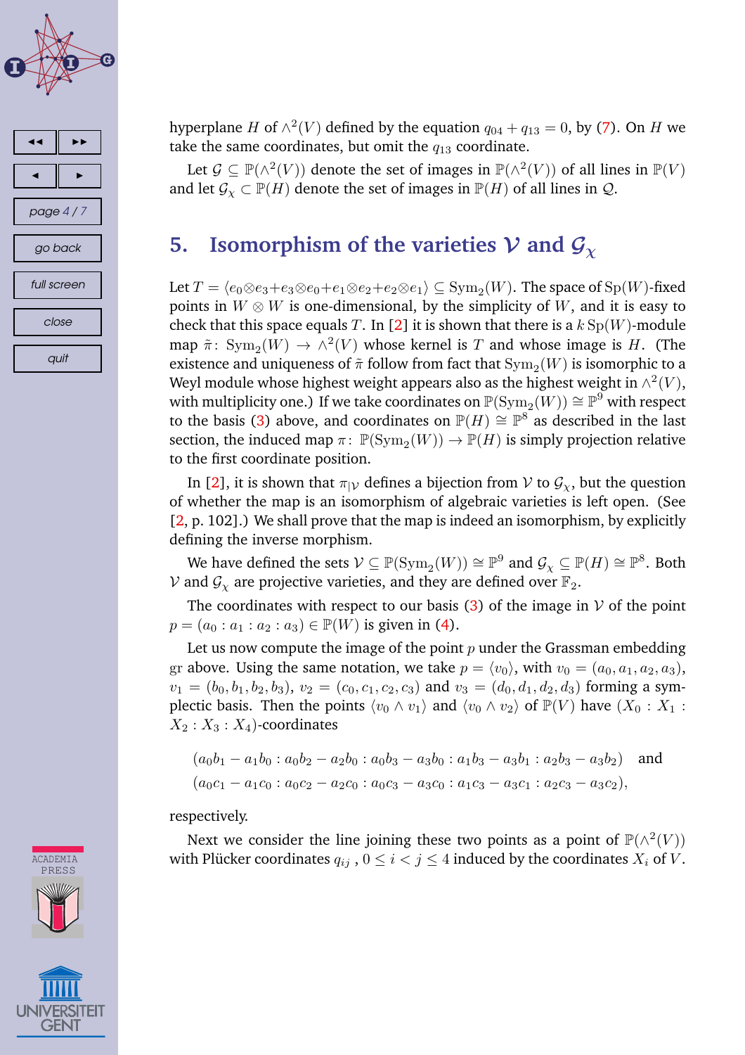hyperplane $H$ of $\wedge^2(V)$ defined by the equation $q_{04} + q_{13} = 0$, by (7). On $H$ we take the same coordinates, but omit the $q_{13}$ coordinate.

Let $\mathcal{G} \subseteq \mathbb{P}(\wedge^2(V))$ denote the set of images in $\mathbb{P}(\wedge^2(V))$ of all lines in $\mathbb{P}(V)$ and let $\mathcal{G}_\chi \subset \mathbb{P}(H)$ denote the set of images in $\mathbb{P}(H)$ of all lines in $\mathcal{Q}$.

## 5. Isomorphism of the varieties $\mathcal{V}$ and $\mathcal{G}_\chi$

Let $T = \langle e_0 \otimes e_3 + e_3 \otimes e_0 + e_1 \otimes e_2 + e_2 \otimes e_1 \rangle \subseteq \mathrm{Sym}_2(W)$. The space of $\mathrm{Sp}(W)$-fixed points in $W \otimes W$ is one-dimensional, by the simplicity of $W$, and it is easy to check that this space equals $T$. In [2] it is shown that there is a $k\,\mathrm{Sp}(W)$-module map $\tilde{\pi}\colon\ \mathrm{Sym}_2(W) \to \wedge^2(V)$ whose kernel is $T$ and whose image is $H$. (The existence and uniqueness of $\tilde{\pi}$ follow from fact that $\mathrm{Sym}_2(W)$ is isomorphic to a Weyl module whose highest weight appears also as the highest weight in $\wedge^2(V)$, with multiplicity one.) If we take coordinates on $\mathbb{P}(\mathrm{Sym}_2(W)) \cong \mathbb{P}^9$ with respect to the basis (3) above, and coordinates on $\mathbb{P}(H) \cong \mathbb{P}^8$ as described in the last section, the induced map $\pi\colon\ \mathbb{P}(\mathrm{Sym}_2(W)) \to \mathbb{P}(H)$ is simply projection relative to the first coordinate position.

In [2], it is shown that $\pi_{|\mathcal{V}}$ defines a bijection from $\mathcal{V}$ to $\mathcal{G}_\chi$, but the question of whether the map is an isomorphism of algebraic varieties is left open. (See [2, p. 102].) We shall prove that the map is indeed an isomorphism, by explicitly defining the inverse morphism.

We have defined the sets $\mathcal{V} \subseteq \mathbb{P}(\mathrm{Sym}_2(W)) \cong \mathbb{P}^9$ and $\mathcal{G}_\chi \subseteq \mathbb{P}(H) \cong \mathbb{P}^8$. Both $\mathcal{V}$ and $\mathcal{G}_\chi$ are projective varieties, and they are defined over $\mathbb{F}_2$.

The coordinates with respect to our basis (3) of the image in $\mathcal{V}$ of the point $p = (a_0 : a_1 : a_2 : a_3) \in \mathbb{P}(W)$ is given in (4).

Let us now compute the image of the point $p$ under the Grassman embedding $\mathrm{gr}$ above. Using the same notation, we take $p = \langle v_0 \rangle$, with $v_0 = (a_0, a_1, a_2, a_3)$, $v_1 = (b_0, b_1, b_2, b_3)$, $v_2 = (c_0, c_1, c_2, c_3)$ and $v_3 = (d_0, d_1, d_2, d_3)$ forming a symplectic basis. Then the points $\langle v_0 \wedge v_1 \rangle$ and $\langle v_0 \wedge v_2 \rangle$ of $\mathbb{P}(V)$ have $(X_0 : X_1 : X_2 : X_3 : X_4)$-coordinates

$$(a_0b_1 - a_1b_0 : a_0b_2 - a_2b_0 : a_0b_3 - a_3b_0 : a_1b_3 - a_3b_1 : a_2b_3 - a_3b_2) \quad \text{and}$$
$$(a_0c_1 - a_1c_0 : a_0c_2 - a_2c_0 : a_0c_3 - a_3c_0 : a_1c_3 - a_3c_1 : a_2c_3 - a_3c_2),$$

respectively.

Next we consider the line joining these two points as a point of $\mathbb{P}(\wedge^2(V))$ with Plücker coordinates $q_{ij}$ , $0 \le i < j \le 4$ induced by the coordinates $X_i$ of $V$.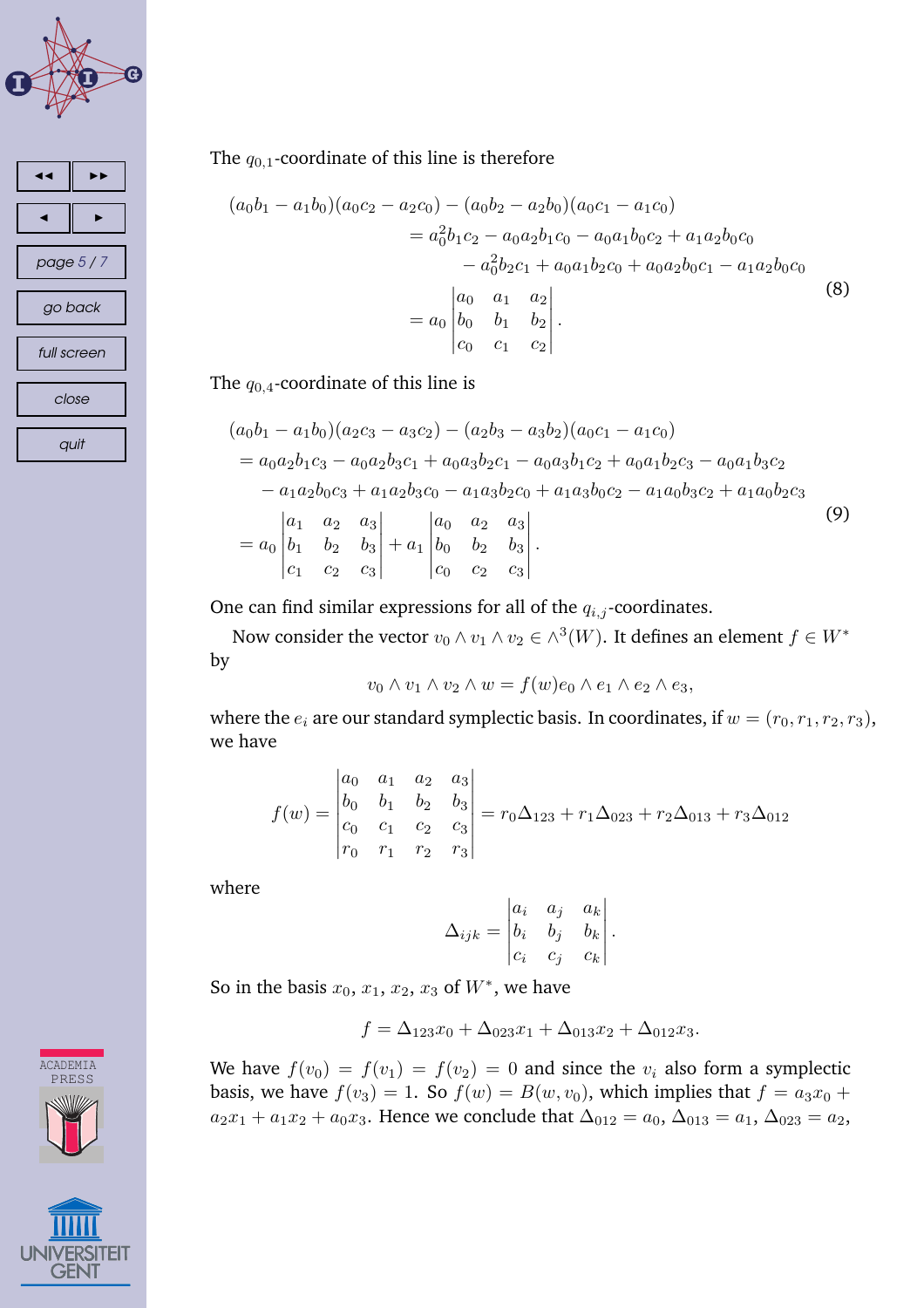The $q_{0,1}$-coordinate of this line is therefore

$$
\begin{aligned}
(a_0b_1 - a_1b_0)(a_0c_2 - a_2c_0) - (a_0b_2 - a_2b_0)(a_0c_1 - a_1c_0) \\
= a_0^2b_1c_2 - a_0a_2b_1c_0 - a_0a_1b_0c_2 + a_1a_2b_0c_0 \\
- a_0^2b_2c_1 + a_0a_1b_2c_0 + a_0a_2b_0c_1 - a_1a_2b_0c_0 \\
= a_0 \begin{vmatrix} a_0 & a_1 & a_2 \\ b_0 & b_1 & b_2 \\ c_0 & c_1 & c_2 \end{vmatrix}.
\end{aligned} \tag{8}
$$

The $q_{0,4}$-coordinate of this line is

$$
\begin{aligned}
&(a_0b_1 - a_1b_0)(a_2c_3 - a_3c_2) - (a_2b_3 - a_3b_2)(a_0c_1 - a_1c_0) \\
&= a_0a_2b_1c_3 - a_0a_2b_3c_1 + a_0a_3b_2c_1 - a_0a_3b_1c_2 + a_0a_1b_2c_3 - a_0a_1b_3c_2 \\
&\quad - a_1a_2b_0c_3 + a_1a_2b_3c_0 - a_1a_3b_2c_0 + a_1a_3b_0c_2 - a_1a_0b_3c_2 + a_1a_0b_2c_3 \\
&= a_0 \begin{vmatrix} a_1 & a_2 & a_3 \\ b_1 & b_2 & b_3 \\ c_1 & c_2 & c_3 \end{vmatrix} + a_1 \begin{vmatrix} a_0 & a_2 & a_3 \\ b_0 & b_2 & b_3 \\ c_0 & c_2 & c_3 \end{vmatrix}.
\end{aligned} \tag{9}
$$

One can find similar expressions for all of the $q_{i,j}$-coordinates.

Now consider the vector $v_0 \wedge v_1 \wedge v_2 \in \wedge^3(W)$. It defines an element $f \in W^*$ by

$$
v_0 \wedge v_1 \wedge v_2 \wedge w = f(w) e_0 \wedge e_1 \wedge e_2 \wedge e_3,
$$

where the $e_i$ are our standard symplectic basis. In coordinates, if $w = (r_0, r_1, r_2, r_3)$, we have

$$
f(w) = \begin{vmatrix} a_0 & a_1 & a_2 & a_3 \\ b_0 & b_1 & b_2 & b_3 \\ c_0 & c_1 & c_2 & c_3 \\ r_0 & r_1 & r_2 & r_3 \end{vmatrix} = r_0\Delta_{123} + r_1\Delta_{023} + r_2\Delta_{013} + r_3\Delta_{012}
$$

where

$$
\Delta_{ijk} = \begin{vmatrix} a_i & a_j & a_k \\ b_i & b_j & b_k \\ c_i & c_j & c_k \end{vmatrix}.
$$

So in the basis $x_0$, $x_1$, $x_2$, $x_3$ of $W^*$, we have

$$
f = \Delta_{123}x_0 + \Delta_{023}x_1 + \Delta_{013}x_2 + \Delta_{012}x_3.
$$

We have $f(v_0) = f(v_1) = f(v_2) = 0$ and since the $v_i$ also form a symplectic basis, we have $f(v_3) = 1$. So $f(w) = B(w, v_0)$, which implies that $f = a_3x_0 + a_2x_1 + a_1x_2 + a_0x_3$. Hence we conclude that $\Delta_{012} = a_0$, $\Delta_{013} = a_1$, $\Delta_{023} = a_2$,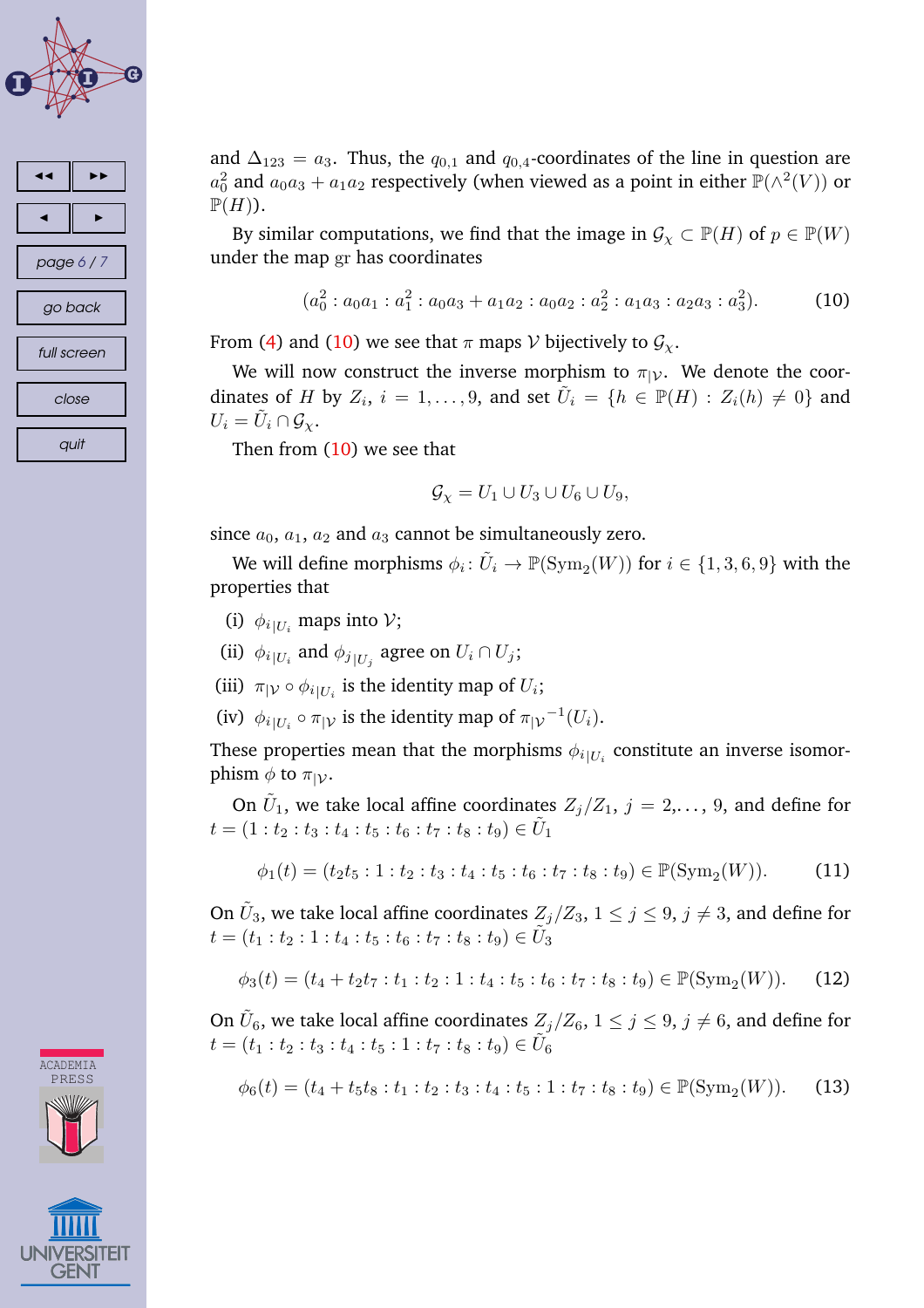and $\Delta_{123} = a_3$. Thus, the $q_{0,1}$ and $q_{0,4}$-coordinates of the line in question are $a_0^2$ and $a_0a_3 + a_1a_2$ respectively (when viewed as a point in either $\mathbb{P}(\wedge^2(V))$ or $\mathbb{P}(H)$).

By similar computations, we find that the image in $\mathcal{G}_\chi \subset \mathbb{P}(H)$ of $p \in \mathbb{P}(W)$ under the map $\mathrm{gr}$ has coordinates

$$(a_0^2 : a_0a_1 : a_1^2 : a_0a_3 + a_1a_2 : a_0a_2 : a_2^2 : a_1a_3 : a_2a_3 : a_3^2). \tag{10}$$

From (4) and (10) we see that $\pi$ maps $\mathcal{V}$ bijectively to $\mathcal{G}_\chi$.

We will now construct the inverse morphism to $\pi_{|\mathcal{V}}$. We denote the coordinates of $H$ by $Z_i$, $i = 1, \ldots, 9$, and set $\tilde{U}_i = \{h \in \mathbb{P}(H) : Z_i(h) \neq 0\}$ and $U_i = \tilde{U}_i \cap \mathcal{G}_\chi$.

Then from (10) we see that

$$\mathcal{G}_\chi = U_1 \cup U_3 \cup U_6 \cup U_9,$$

since $a_0$, $a_1$, $a_2$ and $a_3$ cannot be simultaneously zero.

We will define morphisms $\phi_i \colon \tilde{U}_i \to \mathbb{P}(\mathrm{Sym}_2(W))$ for $i \in \{1, 3, 6, 9\}$ with the properties that

(i) $\phi_{i|U_i}$ maps into $\mathcal{V}$;

(ii) $\phi_{i|U_i}$ and $\phi_{j|U_j}$ agree on $U_i \cap U_j$;

(iii) $\pi_{|\mathcal{V}} \circ \phi_{i|U_i}$ is the identity map of $U_i$;

(iv) $\phi_{i|U_i} \circ \pi_{|\mathcal{V}}$ is the identity map of $\pi_{|\mathcal{V}}{}^{-1}(U_i)$.

These properties mean that the morphisms $\phi_{i|U_i}$ constitute an inverse isomorphism $\phi$ to $\pi_{|\mathcal{V}}$.

On $\tilde{U}_1$, we take local affine coordinates $Z_j/Z_1$, $j = 2, \ldots, 9$, and define for $t = (1 : t_2 : t_3 : t_4 : t_5 : t_6 : t_7 : t_8 : t_9) \in \tilde{U}_1$

$$\phi_1(t) = (t_2t_5 : 1 : t_2 : t_3 : t_4 : t_5 : t_6 : t_7 : t_8 : t_9) \in \mathbb{P}(\mathrm{Sym}_2(W)). \tag{11}$$

On $\tilde{U}_3$, we take local affine coordinates $Z_j/Z_3$, $1 \leq j \leq 9$, $j \neq 3$, and define for $t = (t_1 : t_2 : 1 : t_4 : t_5 : t_6 : t_7 : t_8 : t_9) \in \tilde{U}_3$

$$\phi_3(t) = (t_4 + t_2t_7 : t_1 : t_2 : 1 : t_4 : t_5 : t_6 : t_7 : t_8 : t_9) \in \mathbb{P}(\mathrm{Sym}_2(W)). \tag{12}$$

On $\tilde{U}_6$, we take local affine coordinates $Z_j/Z_6$, $1 \leq j \leq 9$, $j \neq 6$, and define for $t = (t_1 : t_2 : t_3 : t_4 : t_5 : 1 : t_7 : t_8 : t_9) \in \tilde{U}_6$

$$\phi_6(t) = (t_4 + t_5t_8 : t_1 : t_2 : t_3 : t_4 : t_5 : 1 : t_7 : t_8 : t_9) \in \mathbb{P}(\mathrm{Sym}_2(W)). \tag{13}$$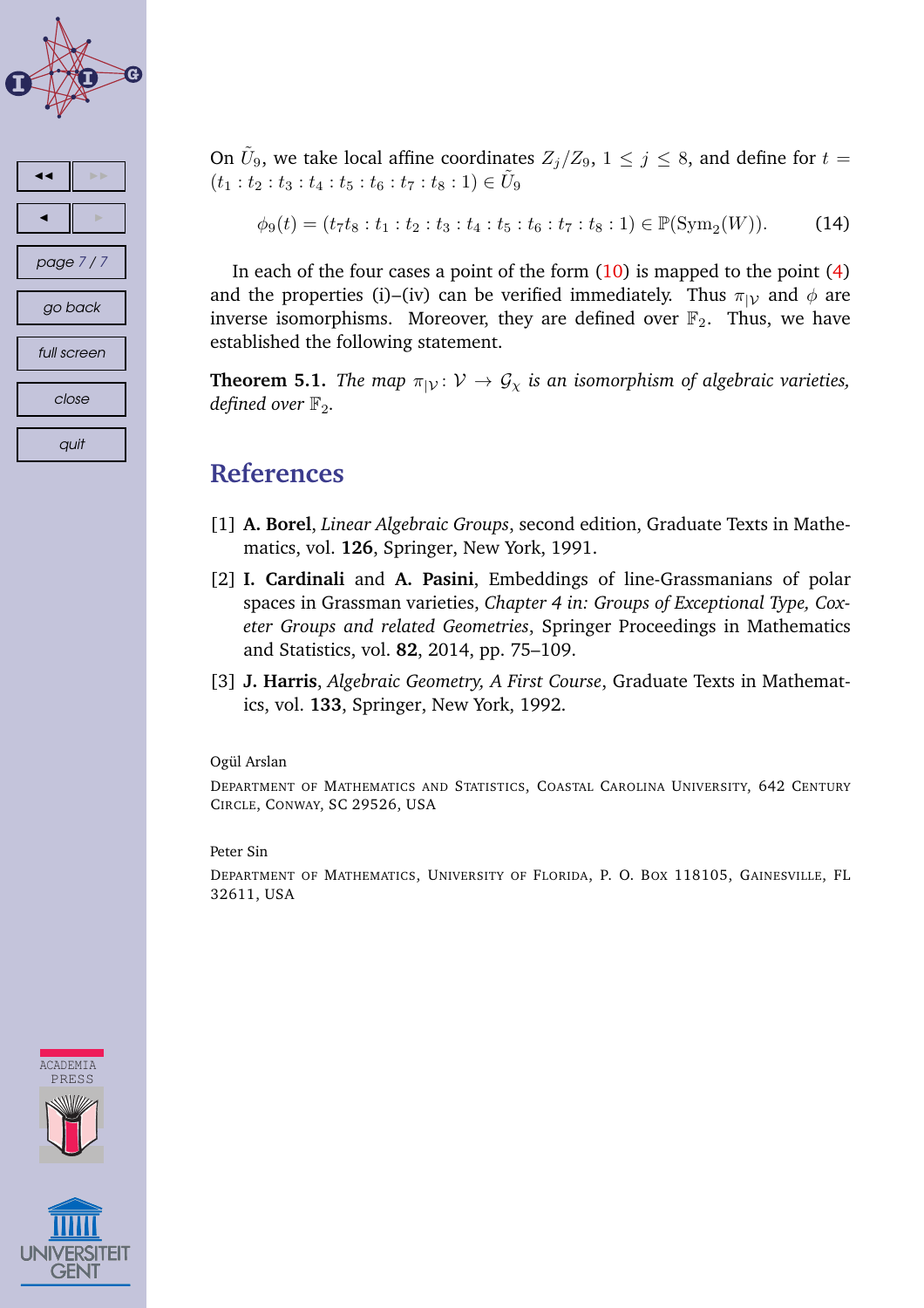On $\tilde{U}_9$, we take local affine coordinates $Z_j/Z_9$, $1 \le j \le 8$, and define for $t = (t_1 : t_2 : t_3 : t_4 : t_5 : t_6 : t_7 : t_8 : 1) \in \tilde{U}_9$

$$\phi_9(t) = (t_7 t_8 : t_1 : t_2 : t_3 : t_4 : t_5 : t_6 : t_7 : t_8 : 1) \in \mathbb{P}(\mathrm{Sym}_2(W)). \tag{14}$$

In each of the four cases a point of the form (10) is mapped to the point (4) and the properties (i)–(iv) can be verified immediately. Thus $\pi_{|\mathcal{V}}$ and $\phi$ are inverse isomorphisms. Moreover, they are defined over $\mathbb{F}_2$. Thus, we have established the following statement.

**Theorem 5.1.** *The map $\pi_{|\mathcal{V}} \colon \mathcal{V} \to \mathcal{G}_\chi$ is an isomorphism of algebraic varieties, defined over $\mathbb{F}_2$.*

## References

[1] **A. Borel**, *Linear Algebraic Groups*, second edition, Graduate Texts in Mathematics, vol. **126**, Springer, New York, 1991.

[2] **I. Cardinali** and **A. Pasini**, Embeddings of line-Grassmanians of polar spaces in Grassman varieties, *Chapter 4 in: Groups of Exceptional Type, Coxeter Groups and related Geometries*, Springer Proceedings in Mathematics and Statistics, vol. **82**, 2014, pp. 75–109.

[3] **J. Harris**, *Algebraic Geometry, A First Course*, Graduate Texts in Mathematics, vol. **133**, Springer, New York, 1992.

Ogül Arslan

Department of Mathematics and Statistics, Coastal Carolina University, 642 Century Circle, Conway, SC 29526, USA

Peter Sin

Department of Mathematics, University of Florida, P. O. Box 118105, Gainesville, FL 32611, USA